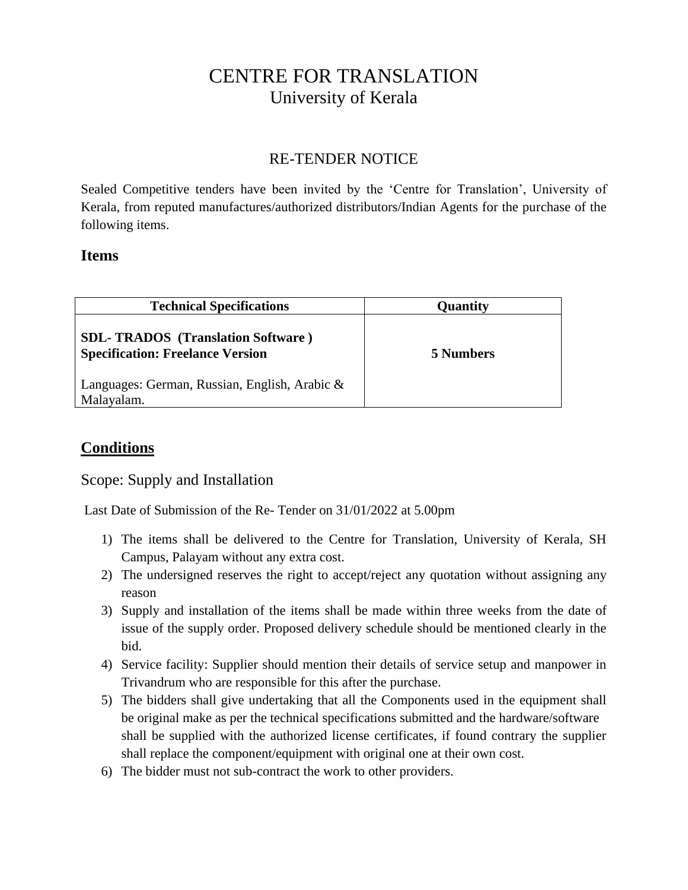# CENTRE FOR TRANSLATION
## University of Kerala

## RE-TENDER NOTICE

Sealed Competitive tenders have been invited by the 'Centre for Translation', University of Kerala, from reputed manufactures/authorized distributors/Indian Agents for the purchase of the following items.

### Items

| Technical Specifications | Quantity |
|---|---|
| **SDL- TRADOS (Translation Software )**<br>**Specification: Freelance Version**<br><br>Languages: German, Russian, English, Arabic & Malayalam. | **5 Numbers** |

### <u>Conditions</u>

Scope: Supply and Installation

Last Date of Submission of the Re- Tender on 31/01/2022 at 5.00pm

1) The items shall be delivered to the Centre for Translation, University of Kerala, SH Campus, Palayam without any extra cost.
2) The undersigned reserves the right to accept/reject any quotation without assigning any reason
3) Supply and installation of the items shall be made within three weeks from the date of issue of the supply order. Proposed delivery schedule should be mentioned clearly in the bid.
4) Service facility: Supplier should mention their details of service setup and manpower in Trivandrum who are responsible for this after the purchase.
5) The bidders shall give undertaking that all the Components used in the equipment shall be original make as per the technical specifications submitted and the hardware/software shall be supplied with the authorized license certificates, if found contrary the supplier shall replace the component/equipment with original one at their own cost.
6) The bidder must not sub-contract the work to other providers.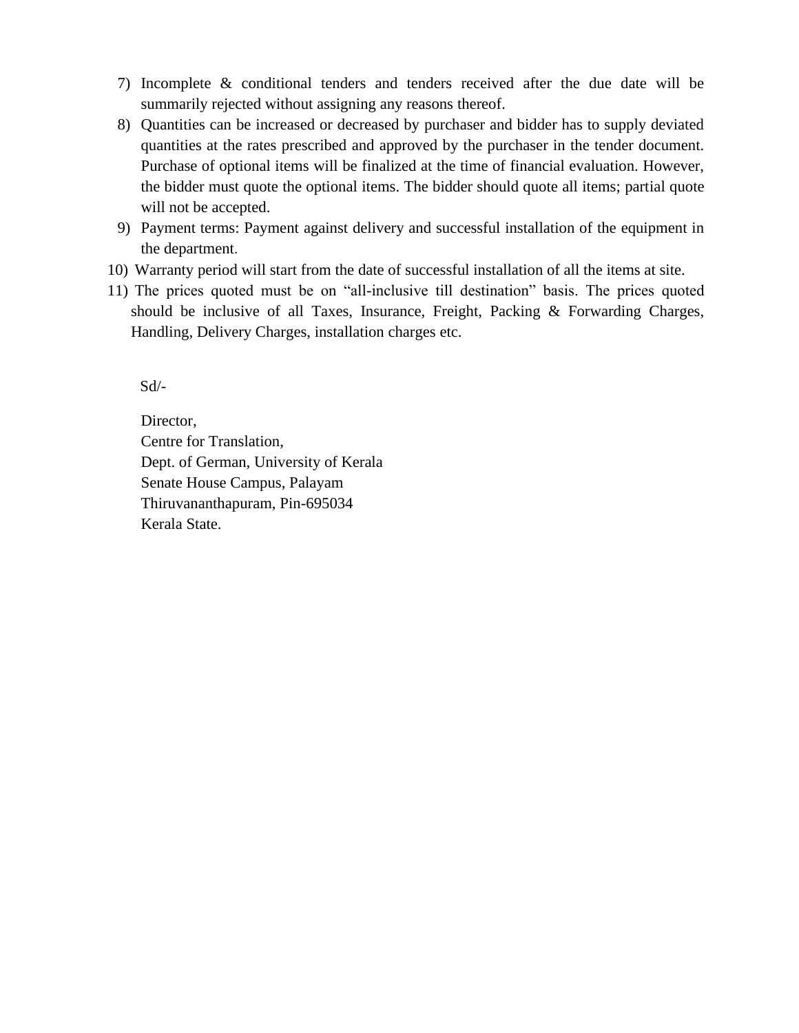7) Incomplete & conditional tenders and tenders received after the due date will be summarily rejected without assigning any reasons thereof.
8) Quantities can be increased or decreased by purchaser and bidder has to supply deviated quantities at the rates prescribed and approved by the purchaser in the tender document. Purchase of optional items will be finalized at the time of financial evaluation. However, the bidder must quote the optional items. The bidder should quote all items; partial quote will not be accepted.
9) Payment terms: Payment against delivery and successful installation of the equipment in the department.
10) Warranty period will start from the date of successful installation of all the items at site.
11) The prices quoted must be on "all-inclusive till destination" basis. The prices quoted should be inclusive of all Taxes, Insurance, Freight, Packing & Forwarding Charges, Handling, Delivery Charges, installation charges etc.

Sd/-

Director,
Centre for Translation,
Dept. of German, University of Kerala
Senate House Campus, Palayam
Thiruvananthapuram, Pin-695034
Kerala State.